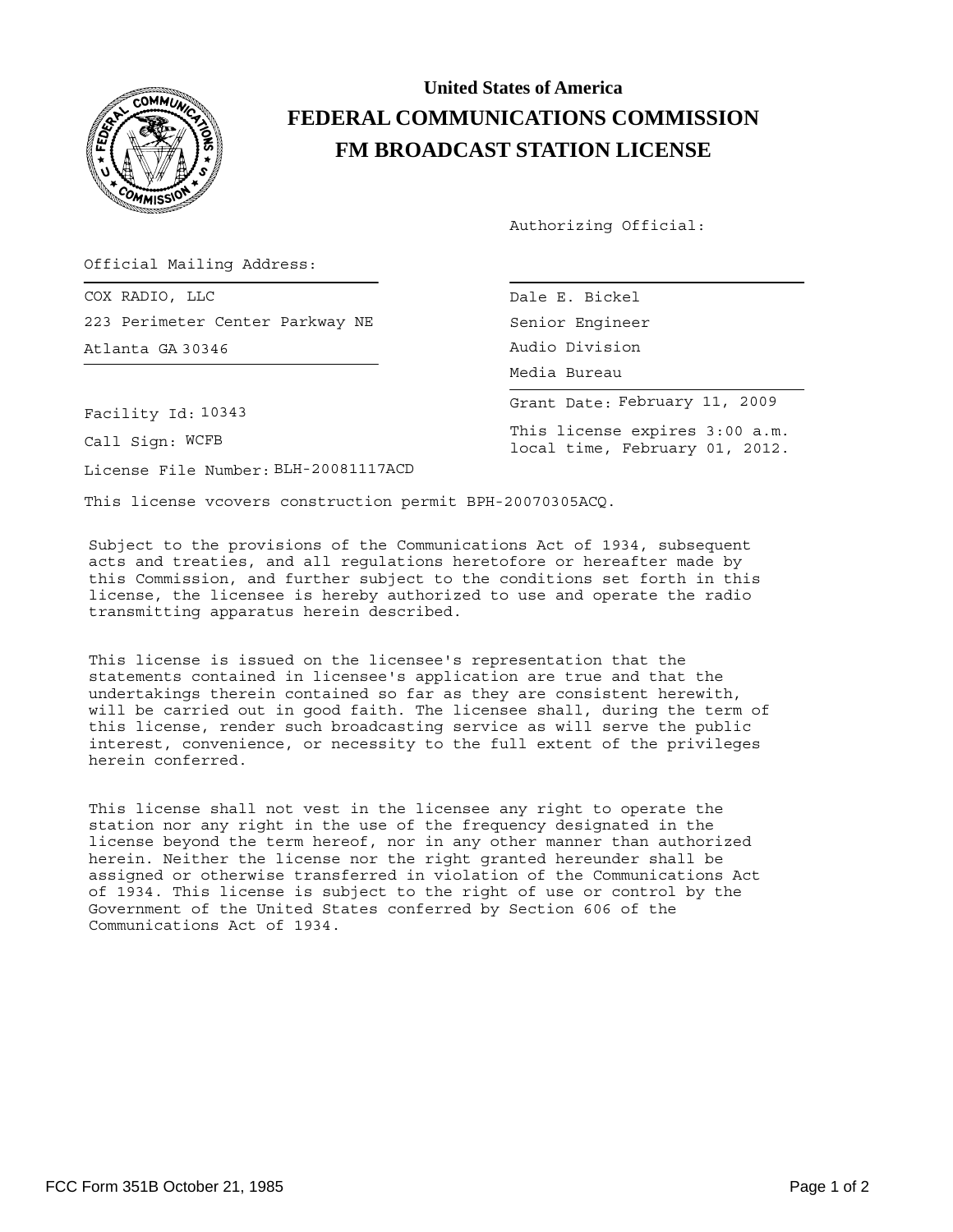# United States of America
# FEDERAL COMMUNICATIONS COMMISSION
# FM BROADCAST STATION LICENSE

Authorizing Official:

Official Mailing Address:

COX RADIO, LLC
223 Perimeter Center Parkway NE
Atlanta GA 30346

Dale E. Bickel
Senior Engineer
Audio Division
Media Bureau

Grant Date: February 11, 2009

This license expires 3:00 a.m. local time, February 01, 2012.

Facility Id: 10343

Call Sign: WCFB

License File Number: BLH-20081117ACD

This license vcovers construction permit BPH-20070305ACQ.

Subject to the provisions of the Communications Act of 1934, subsequent acts and treaties, and all regulations heretofore or hereafter made by this Commission, and further subject to the conditions set forth in this license, the licensee is hereby authorized to use and operate the radio transmitting apparatus herein described.

This license is issued on the licensee's representation that the statements contained in licensee's application are true and that the undertakings therein contained so far as they are consistent herewith, will be carried out in good faith. The licensee shall, during the term of this license, render such broadcasting service as will serve the public interest, convenience, or necessity to the full extent of the privileges herein conferred.

This license shall not vest in the licensee any right to operate the station nor any right in the use of the frequency designated in the license beyond the term hereof, nor in any other manner than authorized herein. Neither the license nor the right granted hereunder shall be assigned or otherwise transferred in violation of the Communications Act of 1934. This license is subject to the right of use or control by the Government of the United States conferred by Section 606 of the Communications Act of 1934.

FCC Form 351B October 21, 1985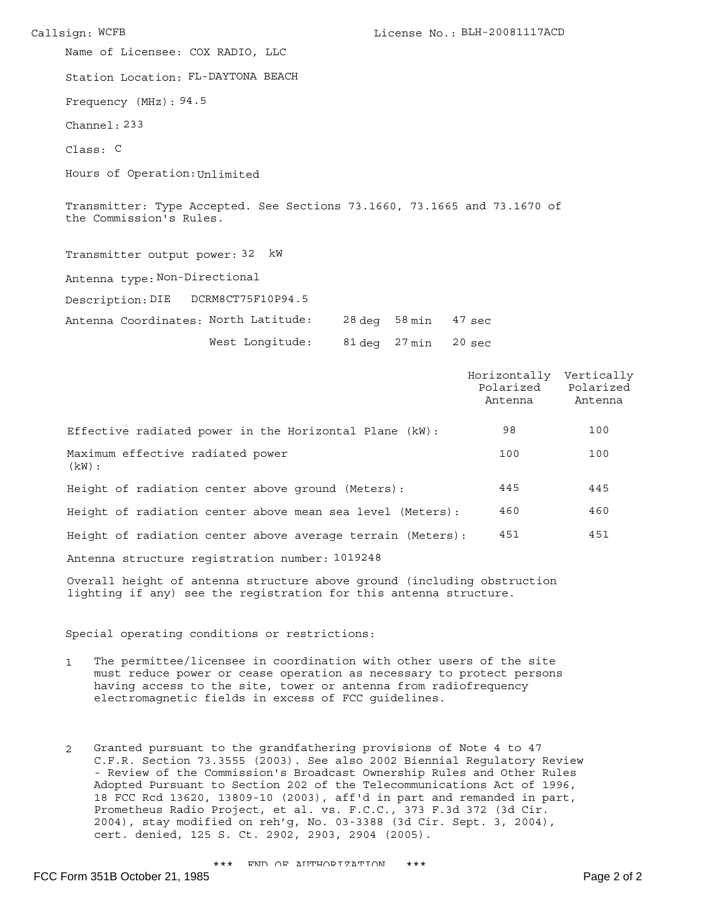Callsign: WCFB

License No.: BLH-20081117ACD

Name of Licensee: COX RADIO, LLC

Station Location: FL-DAYTONA BEACH

Frequency (MHz): 94.5

Channel: 233

Class: C

Hours of Operation: Unlimited

Transmitter: Type Accepted. See Sections 73.1660, 73.1665 and 73.1670 of the Commission's Rules.

Transmitter output power: 32 kW

Antenna type: Non-Directional

Description: DIE DCRM8CT75F10P94.5

Antenna Coordinates: North Latitude: 28 deg 58 min 47 sec

West Longitude: 81 deg 27 min 20 sec

| | Horizontally Polarized Antenna | Vertically Polarized Antenna |
|---|---|---|
| Effective radiated power in the Horizontal Plane (kW): | 98 | 100 |
| Maximum effective radiated power (kW): | 100 | 100 |
| Height of radiation center above ground (Meters): | 445 | 445 |
| Height of radiation center above mean sea level (Meters): | 460 | 460 |
| Height of radiation center above average terrain (Meters): | 451 | 451 |

Antenna structure registration number: 1019248

Overall height of antenna structure above ground (including obstruction lighting if any) see the registration for this antenna structure.

Special operating conditions or restrictions:

1. The permittee/licensee in coordination with other users of the site must reduce power or cease operation as necessary to protect persons having access to the site, tower or antenna from radiofrequency electromagnetic fields in excess of FCC guidelines.

2. Granted pursuant to the grandfathering provisions of Note 4 to 47 C.F.R. Section 73.3555 (2003). See also 2002 Biennial Regulatory Review - Review of the Commission's Broadcast Ownership Rules and Other Rules Adopted Pursuant to Section 202 of the Telecommunications Act of 1996, 18 FCC Rcd 13620, 13809-10 (2003), aff'd in part and remanded in part, Prometheus Radio Project, et al. vs. F.C.C., 373 F.3d 372 (3d Cir. 2004), stay modified on reh'g, No. 03-3388 (3d Cir. Sept. 3, 2004), cert. denied, 125 S. Ct. 2902, 2903, 2904 (2005).

*** END OF AUTHORIZATION ***

FCC Form 351B October 21, 1985